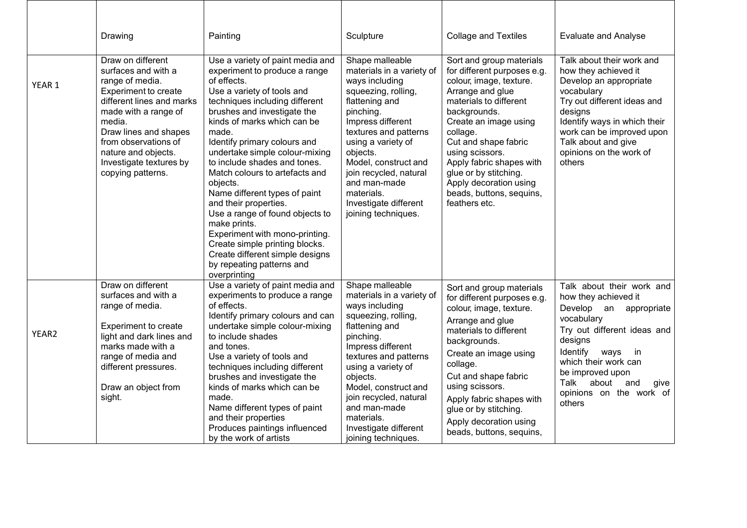| | Drawing | Painting | Sculpture | Collage and Textiles | Evaluate and Analyse |
|---|---|---|---|---|---|
| YEAR 1 | Draw on different surfaces and with a range of media.<br>Experiment to create different lines and marks made with a range of media.<br>Draw lines and shapes from observations of nature and objects.<br>Investigate textures by copying patterns. | Use a variety of paint media and experiment to produce a range of effects.<br>Use a variety of tools and techniques including different brushes and investigate the kinds of marks which can be made.<br>Identify primary colours and undertake simple colour-mixing to include shades and tones.<br>Match colours to artefacts and objects.<br>Name different types of paint and their properties.<br>Use a range of found objects to make prints.<br>Experiment with mono-printing.<br>Create simple printing blocks.<br>Create different simple designs by repeating patterns and overprinting | Shape malleable materials in a variety of ways including squeezing, rolling, flattening and pinching.<br>Impress different textures and patterns using a variety of objects.<br>Model, construct and join recycled, natural and man-made materials.<br>Investigate different joining techniques. | Sort and group materials for different purposes e.g. colour, image, texture.<br>Arrange and glue materials to different backgrounds.<br>Create an image using collage.<br>Cut and shape fabric using scissors.<br>Apply fabric shapes with glue or by stitching.<br>Apply decoration using beads, buttons, sequins, feathers etc. | Talk about their work and how they achieved it<br>Develop an appropriate vocabulary<br>Try out different ideas and designs<br>Identify ways in which their work can be improved upon<br>Talk about and give opinions on the work of others |
| YEAR2 | Draw on different surfaces and with a range of media.<br><br>Experiment to create light and dark lines and marks made with a range of media and different pressures.<br><br>Draw an object from sight. | Use a variety of paint media and experiments to produce a range of effects.<br>Identify primary colours and can undertake simple colour-mixing to include shades and tones.<br>Use a variety of tools and techniques including different brushes and investigate the kinds of marks which can be made.<br>Name different types of paint and their properties<br>Produces paintings influenced by the work of artists | Shape malleable materials in a variety of ways including squeezing, rolling, flattening and pinching.<br>Impress different textures and patterns using a variety of objects.<br>Model, construct and join recycled, natural and man-made materials.<br>Investigate different joining techniques. | Sort and group materials for different purposes e.g. colour, image, texture.<br>Arrange and glue materials to different backgrounds.<br>Create an image using collage.<br>Cut and shape fabric using scissors.<br>Apply fabric shapes with glue or by stitching.<br>Apply decoration using beads, buttons, sequins, | Talk about their work and how they achieved it<br>Develop an appropriate vocabulary<br>Try out different ideas and designs<br>Identify ways in which their work can be improved upon<br>Talk about and give opinions on the work of others |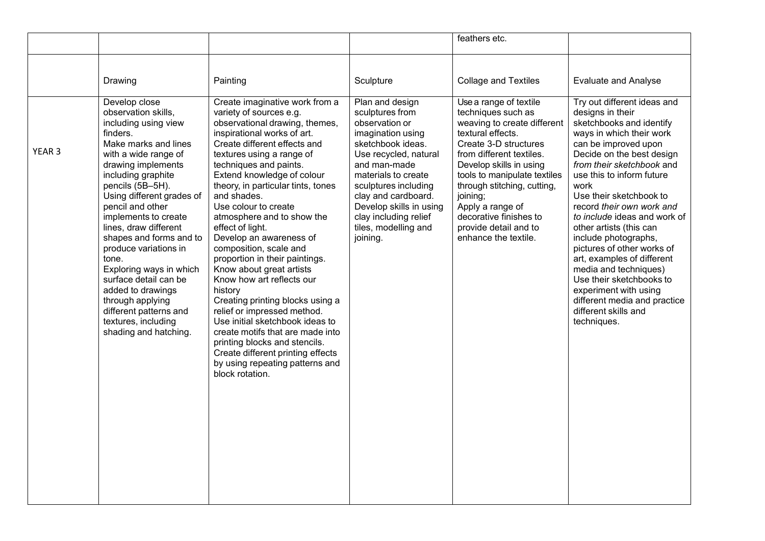| | | | | feathers etc. | |
|---|---|---|---|---|---|
| | Drawing | Painting | Sculpture | Collage and Textiles | Evaluate and Analyse |
| YEAR 3 | Develop close observation skills, including using view finders.<br>Make marks and lines with a wide range of drawing implements including graphite pencils (5B–5H).<br>Using different grades of pencil and other implements to create lines, draw different shapes and forms and to produce variations in tone.<br>Exploring ways in which surface detail can be added to drawings through applying different patterns and textures, including shading and hatching. | Create imaginative work from a variety of sources e.g. observational drawing, themes, inspirational works of art.<br>Create different effects and textures using a range of techniques and paints.<br>Extend knowledge of colour theory, in particular tints, tones and shades.<br>Use colour to create atmosphere and to show the effect of light.<br>Develop an awareness of composition, scale and proportion in their paintings.<br>Know about great artists<br>Know how art reflects our history<br>Creating printing blocks using a relief or impressed method.<br>Use initial sketchbook ideas to create motifs that are made into printing blocks and stencils.<br>Create different printing effects by using repeating patterns and block rotation. | Plan and design sculptures from observation or imagination using sketchbook ideas.<br>Use recycled, natural and man-made materials to create sculptures including clay and cardboard.<br>Develop skills in using clay including relief tiles, modelling and joining. | Use a range of textile techniques such as weaving to create different textural effects.<br>Create 3-D structures from different textiles.<br>Develop skills in using tools to manipulate textiles through stitching, cutting, joining;<br>Apply a range of decorative finishes to provide detail and to enhance the textile. | Try out different ideas and designs in their sketchbooks and identify ways in which their work can be improved upon<br>Decide on the best design *from their sketchbook* and use this to inform future work<br>Use their sketchbook to record *their own work and to include* ideas and work of other artists (this can include photographs, pictures of other works of art, examples of different media and techniques)<br>Use their sketchbooks to experiment with using different media and practice different skills and techniques. |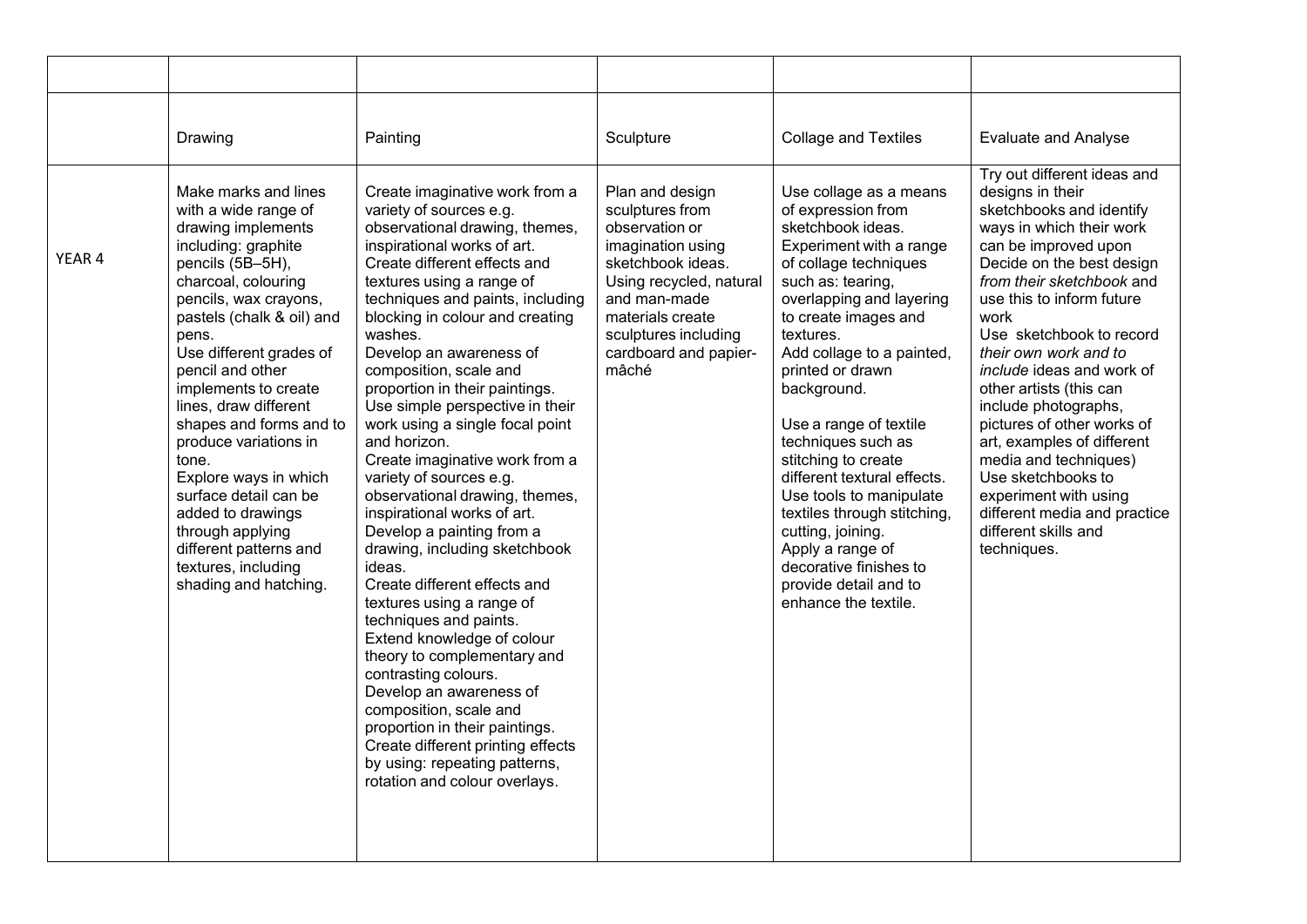| | | | | | |
|---|---|---|---|---|---|
| | Drawing | Painting | Sculpture | Collage and Textiles | Evaluate and Analyse |
| YEAR 4 | Make marks and lines with a wide range of drawing implements including: graphite pencils (5B–5H), charcoal, colouring pencils, wax crayons, pastels (chalk & oil) and pens.<br>Use different grades of pencil and other implements to create lines, draw different shapes and forms and to produce variations in tone.<br>Explore ways in which surface detail can be added to drawings through applying different patterns and textures, including shading and hatching. | Create imaginative work from a variety of sources e.g. observational drawing, themes, inspirational works of art.<br>Create different effects and textures using a range of techniques and paints, including blocking in colour and creating washes.<br>Develop an awareness of composition, scale and proportion in their paintings.<br>Use simple perspective in their work using a single focal point and horizon.<br>Create imaginative work from a variety of sources e.g. observational drawing, themes, inspirational works of art.<br>Develop a painting from a drawing, including sketchbook ideas.<br>Create different effects and textures using a range of techniques and paints.<br>Extend knowledge of colour theory to complementary and contrasting colours.<br>Develop an awareness of composition, scale and proportion in their paintings.<br>Create different printing effects by using: repeating patterns, rotation and colour overlays. | Plan and design sculptures from observation or imagination using sketchbook ideas.<br>Using recycled, natural and man-made materials create sculptures including cardboard and papier-mâché | Use collage as a means of expression from sketchbook ideas.<br>Experiment with a range of collage techniques such as: tearing, overlapping and layering to create images and textures.<br>Add collage to a painted, printed or drawn background.<br><br>Use a range of textile techniques such as stitching to create different textural effects.<br>Use tools to manipulate textiles through stitching, cutting, joining.<br>Apply a range of decorative finishes to provide detail and to enhance the textile. | Try out different ideas and designs in their sketchbooks and identify ways in which their work can be improved upon<br>Decide on the best design *from their sketchbook* and use this to inform future work<br>Use sketchbook to record *their own work and to include* ideas and work of other artists (this can include photographs, pictures of other works of art, examples of different media and techniques)<br>Use sketchbooks to experiment with using different media and practice different skills and techniques. |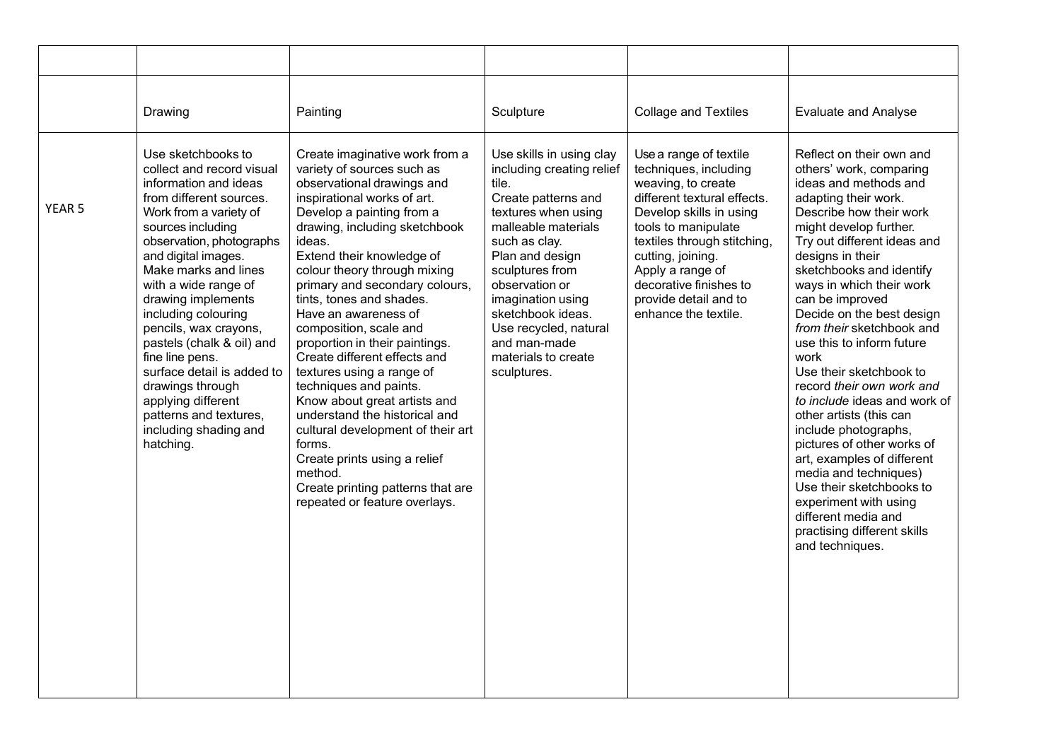| | | | | | |
|---|---|---|---|---|---|
| | Drawing | Painting | Sculpture | Collage and Textiles | Evaluate and Analyse |
| YEAR 5 | Use sketchbooks to collect and record visual information and ideas from different sources.<br>Work from a variety of sources including observation, photographs and digital images.<br>Make marks and lines with a wide range of drawing implements including colouring pencils, wax crayons, pastels (chalk & oil) and fine line pens.<br>surface detail is added to drawings through applying different patterns and textures, including shading and hatching. | Create imaginative work from a variety of sources such as observational drawings and inspirational works of art.<br>Develop a painting from a drawing, including sketchbook ideas.<br>Extend their knowledge of colour theory through mixing primary and secondary colours, tints, tones and shades.<br>Have an awareness of composition, scale and proportion in their paintings.<br>Create different effects and textures using a range of techniques and paints.<br>Know about great artists and understand the historical and cultural development of their art forms.<br>Create prints using a relief method.<br>Create printing patterns that are repeated or feature overlays. | Use skills in using clay including creating relief tile.<br>Create patterns and textures when using malleable materials such as clay.<br>Plan and design sculptures from observation or imagination using sketchbook ideas.<br>Use recycled, natural and man-made materials to create sculptures. | Use a range of textile techniques, including weaving, to create different textural effects.<br>Develop skills in using tools to manipulate textiles through stitching, cutting, joining.<br>Apply a range of decorative finishes to provide detail and to enhance the textile. | Reflect on their own and others' work, comparing ideas and methods and adapting their work.<br>Describe how their work might develop further.<br>Try out different ideas and designs in their sketchbooks and identify ways in which their work can be improved<br>Decide on the best design *from their* sketchbook and use this to inform future work<br>Use their sketchbook to record *their own work and to include* ideas and work of other artists (this can include photographs, pictures of other works of art, examples of different media and techniques)<br>Use their sketchbooks to experiment with using different media and practising different skills and techniques. |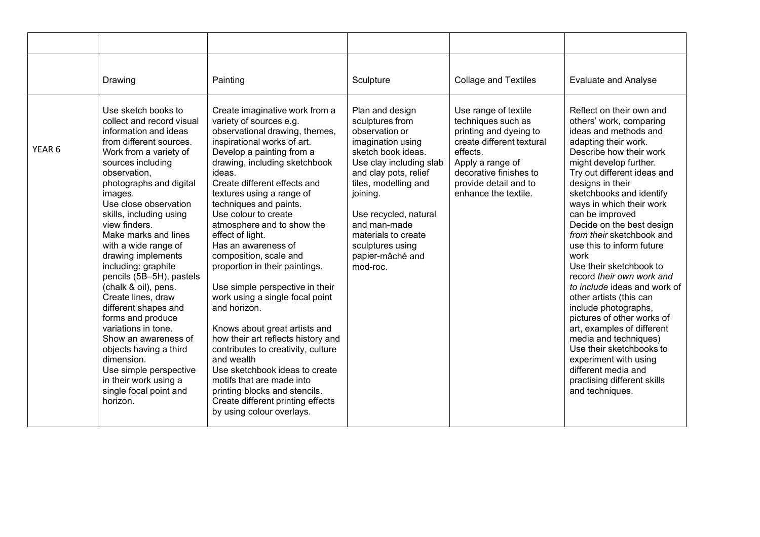| | | | | | |
|---|---|---|---|---|---|
| | Drawing | Painting | Sculpture | Collage and Textiles | Evaluate and Analyse |
| YEAR 6 | Use sketch books to collect and record visual information and ideas from different sources.<br>Work from a variety of sources including observation, photographs and digital images.<br>Use close observation skills, including using view finders.<br>Make marks and lines with a wide range of drawing implements including: graphite pencils (5B–5H), pastels (chalk & oil), pens.<br>Create lines, draw different shapes and forms and produce variations in tone.<br>Show an awareness of objects having a third dimension.<br>Use simple perspective in their work using a single focal point and horizon. | Create imaginative work from a variety of sources e.g. observational drawing, themes, inspirational works of art.<br>Develop a painting from a drawing, including sketchbook ideas.<br>Create different effects and textures using a range of techniques and paints.<br>Use colour to create atmosphere and to show the effect of light.<br>Has an awareness of composition, scale and proportion in their paintings.<br><br>Use simple perspective in their work using a single focal point and horizon.<br><br>Knows about great artists and how their art reflects history and contributes to creativity, culture and wealth<br>Use sketchbook ideas to create motifs that are made into printing blocks and stencils.<br>Create different printing effects by using colour overlays. | Plan and design sculptures from observation or imagination using sketch book ideas.<br>Use clay including slab and clay pots, relief tiles, modelling and joining.<br><br>Use recycled, natural and man-made materials to create sculptures using papier-mâché and mod-roc. | Use range of textile techniques such as printing and dyeing to create different textural effects.<br>Apply a range of decorative finishes to provide detail and to enhance the textile. | Reflect on their own and others' work, comparing ideas and methods and adapting their work.<br>Describe how their work might develop further.<br>Try out different ideas and designs in their sketchbooks and identify ways in which their work can be improved<br>Decide on the best design *from their* sketchbook and use this to inform future work<br>Use their sketchbook to record *their own work and to include* ideas and work of other artists (this can include photographs, pictures of other works of art, examples of different media and techniques)<br>Use their sketchbooks to experiment with using different media and practising different skills and techniques. |